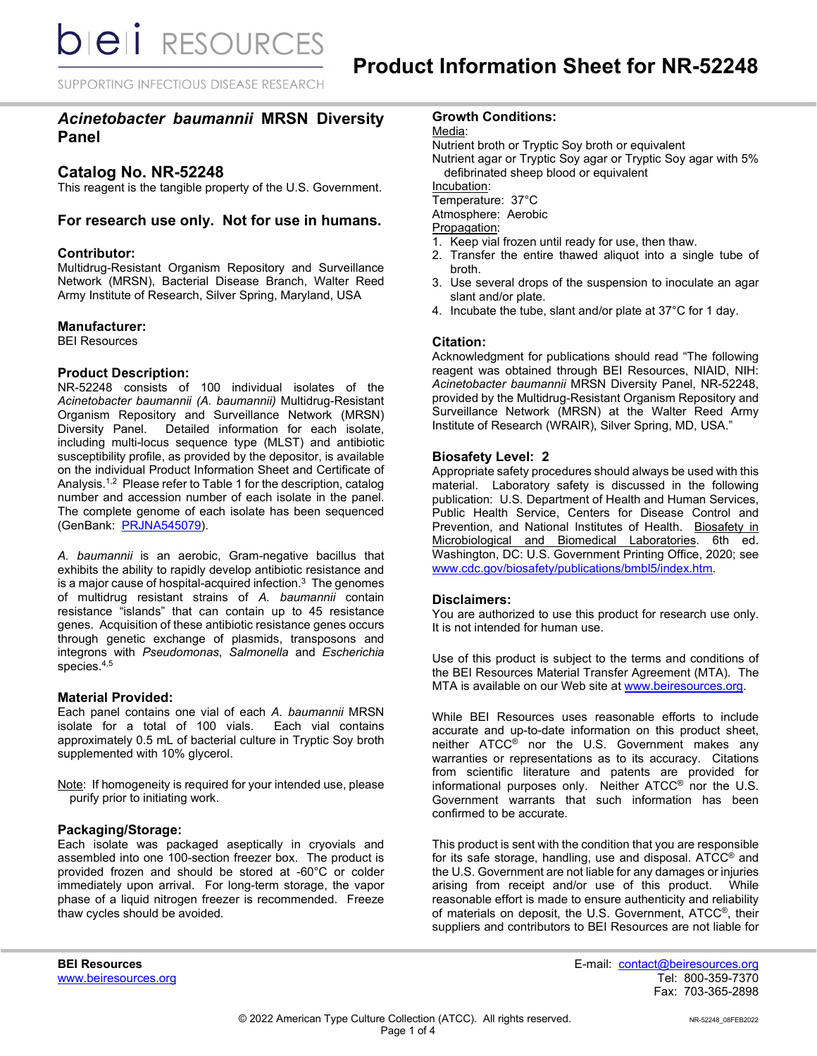# Product Information Sheet for NR-52248

## *Acinetobacter baumannii* MRSN Diversity Panel

## Catalog No. NR-52248

This reagent is the tangible property of the U.S. Government.

### For research use only. Not for use in humans.

### Contributor:

Multidrug-Resistant Organism Repository and Surveillance Network (MRSN), Bacterial Disease Branch, Walter Reed Army Institute of Research, Silver Spring, Maryland, USA

### Manufacturer:

BEI Resources

### Product Description:

NR-52248 consists of 100 individual isolates of the *Acinetobacter baumannii (A. baumannii)* Multidrug-Resistant Organism Repository and Surveillance Network (MRSN) Diversity Panel. Detailed information for each isolate, including multi-locus sequence type (MLST) and antibiotic susceptibility profile, as provided by the depositor, is available on the individual Product Information Sheet and Certificate of Analysis.[1,2] Please refer to Table 1 for the description, catalog number and accession number of each isolate in the panel. The complete genome of each isolate has been sequenced (GenBank: PRJNA545079).

*A. baumannii* is an aerobic, Gram-negative bacillus that exhibits the ability to rapidly develop antibiotic resistance and is a major cause of hospital-acquired infection.[3] The genomes of multidrug resistant strains of *A. baumannii* contain resistance "islands" that can contain up to 45 resistance genes. Acquisition of these antibiotic resistance genes occurs through genetic exchange of plasmids, transposons and integrons with *Pseudomonas*, *Salmonella* and *Escherichia* species.[4,5]

### Material Provided:

Each panel contains one vial of each *A. baumannii* MRSN isolate for a total of 100 vials. Each vial contains approximately 0.5 mL of bacterial culture in Tryptic Soy broth supplemented with 10% glycerol.

Note: If homogeneity is required for your intended use, please purify prior to initiating work.

### Packaging/Storage:

Each isolate was packaged aseptically in cryovials and assembled into one 100-section freezer box. The product is provided frozen and should be stored at -60°C or colder immediately upon arrival. For long-term storage, the vapor phase of a liquid nitrogen freezer is recommended. Freeze thaw cycles should be avoided.

### Growth Conditions:

Media:
Nutrient broth or Tryptic Soy broth or equivalent
Nutrient agar or Tryptic Soy agar or Tryptic Soy agar with 5% defibrinated sheep blood or equivalent

Incubation:
Temperature: 37°C
Atmosphere: Aerobic

Propagation:
1. Keep vial frozen until ready for use, then thaw.
2. Transfer the entire thawed aliquot into a single tube of broth.
3. Use several drops of the suspension to inoculate an agar slant and/or plate.
4. Incubate the tube, slant and/or plate at 37°C for 1 day.

### Citation:

Acknowledgment for publications should read "The following reagent was obtained through BEI Resources, NIAID, NIH: *Acinetobacter baumannii* MRSN Diversity Panel, NR-52248, provided by the Multidrug-Resistant Organism Repository and Surveillance Network (MRSN) at the Walter Reed Army Institute of Research (WRAIR), Silver Spring, MD, USA."

### Biosafety Level: 2

Appropriate safety procedures should always be used with this material. Laboratory safety is discussed in the following publication: U.S. Department of Health and Human Services, Public Health Service, Centers for Disease Control and Prevention, and National Institutes of Health. Biosafety in Microbiological and Biomedical Laboratories. 6th ed. Washington, DC: U.S. Government Printing Office, 2020; see www.cdc.gov/biosafety/publications/bmbl5/index.htm.

### Disclaimers:

You are authorized to use this product for research use only. It is not intended for human use.

Use of this product is subject to the terms and conditions of the BEI Resources Material Transfer Agreement (MTA). The MTA is available on our Web site at www.beiresources.org.

While BEI Resources uses reasonable efforts to include accurate and up-to-date information on this product sheet, neither ATCC® nor the U.S. Government makes any warranties or representations as to its accuracy. Citations from scientific literature and patents are provided for informational purposes only. Neither ATCC® nor the U.S. Government warrants that such information has been confirmed to be accurate.

This product is sent with the condition that you are responsible for its safe storage, handling, use and disposal. ATCC® and the U.S. Government are not liable for any damages or injuries arising from receipt and/or use of this product. While reasonable effort is made to ensure authenticity and reliability of materials on deposit, the U.S. Government, ATCC®, their suppliers and contributors to BEI Resources are not liable for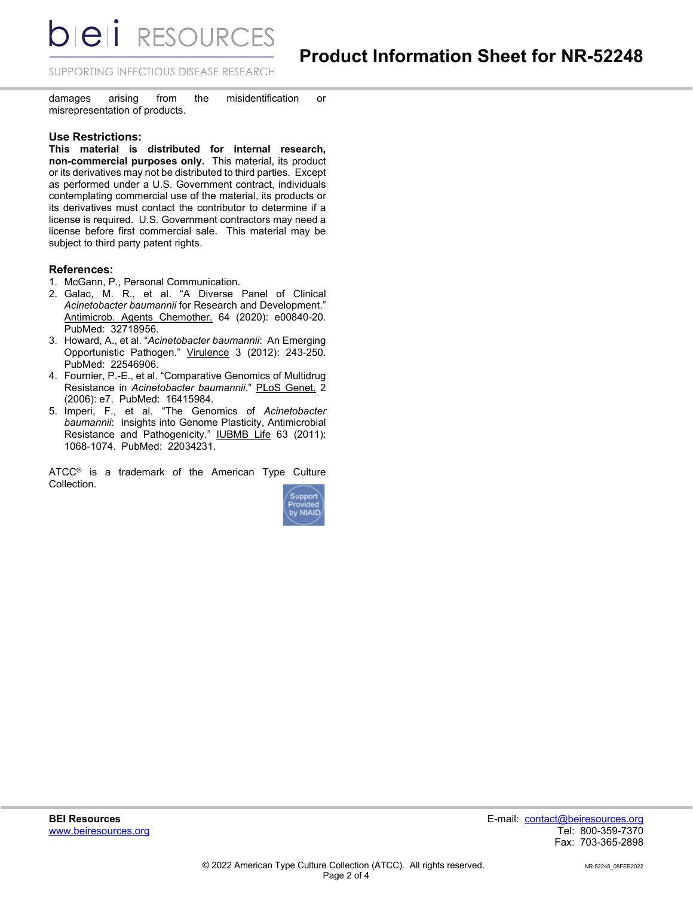damages arising from the misidentification or misrepresentation of products.

### Use Restrictions:

**This material is distributed for internal research, non-commercial purposes only.** This material, its product or its derivatives may not be distributed to third parties. Except as performed under a U.S. Government contract, individuals contemplating commercial use of the material, its products or its derivatives must contact the contributor to determine if a license is required. U.S. Government contractors may need a license before first commercial sale. This material may be subject to third party patent rights.

### References:

1. McGann, P., Personal Communication.
2. Galac, M. R., et al. "A Diverse Panel of Clinical *Acinetobacter baumannii* for Research and Development." Antimicrob. Agents Chemother. 64 (2020): e00840-20. PubMed: 32718956.
3. Howard, A., et al. "*Acinetobacter baumannii*: An Emerging Opportunistic Pathogen." Virulence 3 (2012): 243-250. PubMed: 22546906.
4. Fournier, P.-E., et al. "Comparative Genomics of Multidrug Resistance in *Acinetobacter baumannii*." PLoS Genet. 2 (2006): e7. PubMed: 16415984.
5. Imperi, F., et al. "The Genomics of *Acinetobacter baumannii*: Insights into Genome Plasticity, Antimicrobial Resistance and Pathogenicity." IUBMB Life 63 (2011): 1068-1074. PubMed: 22034231.

ATCC® is a trademark of the American Type Culture Collection.

**BEI Resources**
www.beiresources.org

E-mail: contact@beiresources.org
Tel: 800-359-7370
Fax: 703-365-2898

© 2022 American Type Culture Collection (ATCC). All rights reserved.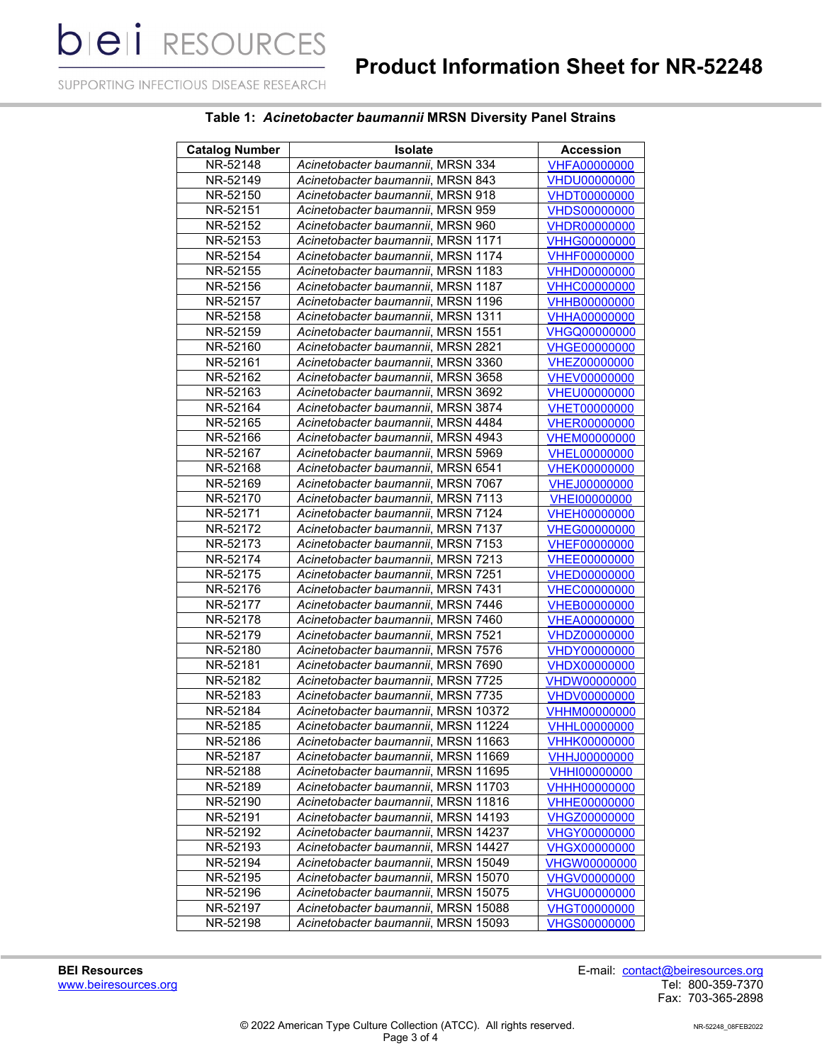**Table 1: *Acinetobacter baumannii* MRSN Diversity Panel Strains**

| Catalog Number | Isolate | Accession |
|---|---|---|
| NR-52148 | *Acinetobacter baumannii*, MRSN 334 | VHFA00000000 |
| NR-52149 | *Acinetobacter baumannii*, MRSN 843 | VHDU00000000 |
| NR-52150 | *Acinetobacter baumannii*, MRSN 918 | VHDT00000000 |
| NR-52151 | *Acinetobacter baumannii*, MRSN 959 | VHDS00000000 |
| NR-52152 | *Acinetobacter baumannii*, MRSN 960 | VHDR00000000 |
| NR-52153 | *Acinetobacter baumannii*, MRSN 1171 | VHHG00000000 |
| NR-52154 | *Acinetobacter baumannii*, MRSN 1174 | VHHF00000000 |
| NR-52155 | *Acinetobacter baumannii*, MRSN 1183 | VHHD00000000 |
| NR-52156 | *Acinetobacter baumannii*, MRSN 1187 | VHHC00000000 |
| NR-52157 | *Acinetobacter baumannii*, MRSN 1196 | VHHB00000000 |
| NR-52158 | *Acinetobacter baumannii*, MRSN 1311 | VHHA00000000 |
| NR-52159 | *Acinetobacter baumannii*, MRSN 1551 | VHGQ00000000 |
| NR-52160 | *Acinetobacter baumannii*, MRSN 2821 | VHGE00000000 |
| NR-52161 | *Acinetobacter baumannii*, MRSN 3360 | VHEZ00000000 |
| NR-52162 | *Acinetobacter baumannii*, MRSN 3658 | VHEV00000000 |
| NR-52163 | *Acinetobacter baumannii*, MRSN 3692 | VHEU00000000 |
| NR-52164 | *Acinetobacter baumannii*, MRSN 3874 | VHET00000000 |
| NR-52165 | *Acinetobacter baumannii*, MRSN 4484 | VHER00000000 |
| NR-52166 | *Acinetobacter baumannii*, MRSN 4943 | VHEM00000000 |
| NR-52167 | *Acinetobacter baumannii*, MRSN 5969 | VHEL00000000 |
| NR-52168 | *Acinetobacter baumannii*, MRSN 6541 | VHEK00000000 |
| NR-52169 | *Acinetobacter baumannii*, MRSN 7067 | VHEJ00000000 |
| NR-52170 | *Acinetobacter baumannii*, MRSN 7113 | VHEI00000000 |
| NR-52171 | *Acinetobacter baumannii*, MRSN 7124 | VHEH00000000 |
| NR-52172 | *Acinetobacter baumannii*, MRSN 7137 | VHEG00000000 |
| NR-52173 | *Acinetobacter baumannii*, MRSN 7153 | VHEF00000000 |
| NR-52174 | *Acinetobacter baumannii*, MRSN 7213 | VHEE00000000 |
| NR-52175 | *Acinetobacter baumannii*, MRSN 7251 | VHED00000000 |
| NR-52176 | *Acinetobacter baumannii*, MRSN 7431 | VHEC00000000 |
| NR-52177 | *Acinetobacter baumannii*, MRSN 7446 | VHEB00000000 |
| NR-52178 | *Acinetobacter baumannii*, MRSN 7460 | VHEA00000000 |
| NR-52179 | *Acinetobacter baumannii*, MRSN 7521 | VHDZ00000000 |
| NR-52180 | *Acinetobacter baumannii*, MRSN 7576 | VHDY00000000 |
| NR-52181 | *Acinetobacter baumannii*, MRSN 7690 | VHDX00000000 |
| NR-52182 | *Acinetobacter baumannii*, MRSN 7725 | VHDW00000000 |
| NR-52183 | *Acinetobacter baumannii*, MRSN 7735 | VHDV00000000 |
| NR-52184 | *Acinetobacter baumannii*, MRSN 10372 | VHHM00000000 |
| NR-52185 | *Acinetobacter baumannii*, MRSN 11224 | VHHL00000000 |
| NR-52186 | *Acinetobacter baumannii*, MRSN 11663 | VHHK00000000 |
| NR-52187 | *Acinetobacter baumannii*, MRSN 11669 | VHHJ00000000 |
| NR-52188 | *Acinetobacter baumannii*, MRSN 11695 | VHHI00000000 |
| NR-52189 | *Acinetobacter baumannii*, MRSN 11703 | VHHH00000000 |
| NR-52190 | *Acinetobacter baumannii*, MRSN 11816 | VHHE00000000 |
| NR-52191 | *Acinetobacter baumannii*, MRSN 14193 | VHGZ00000000 |
| NR-52192 | *Acinetobacter baumannii*, MRSN 14237 | VHGY00000000 |
| NR-52193 | *Acinetobacter baumannii*, MRSN 14427 | VHGX00000000 |
| NR-52194 | *Acinetobacter baumannii*, MRSN 15049 | VHGW00000000 |
| NR-52195 | *Acinetobacter baumannii*, MRSN 15070 | VHGV00000000 |
| NR-52196 | *Acinetobacter baumannii*, MRSN 15075 | VHGU00000000 |
| NR-52197 | *Acinetobacter baumannii*, MRSN 15088 | VHGT00000000 |
| NR-52198 | *Acinetobacter baumannii*, MRSN 15093 | VHGS00000000 |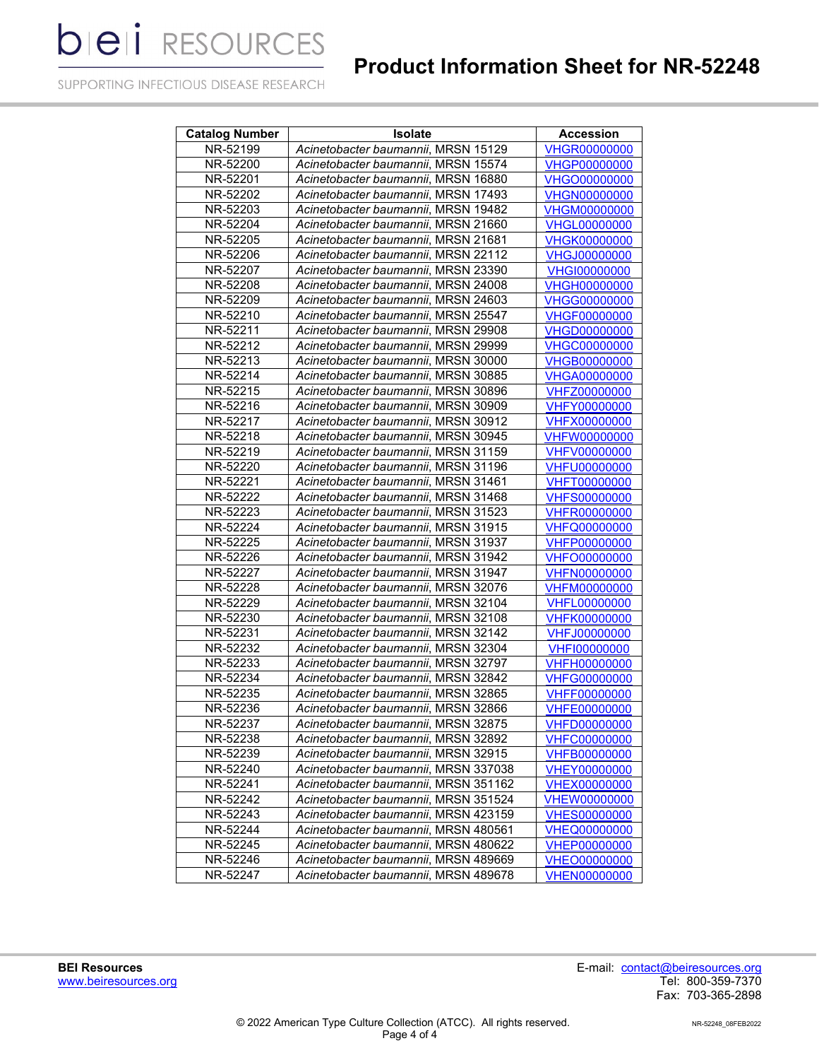| Catalog Number | Isolate | Accession |
|---|---|---|
| NR-52199 | *Acinetobacter baumannii*, MRSN 15129 | VHGR00000000 |
| NR-52200 | *Acinetobacter baumannii*, MRSN 15574 | VHGP00000000 |
| NR-52201 | *Acinetobacter baumannii*, MRSN 16880 | VHGO00000000 |
| NR-52202 | *Acinetobacter baumannii*, MRSN 17493 | VHGN00000000 |
| NR-52203 | *Acinetobacter baumannii*, MRSN 19482 | VHGM00000000 |
| NR-52204 | *Acinetobacter baumannii*, MRSN 21660 | VHGL00000000 |
| NR-52205 | *Acinetobacter baumannii*, MRSN 21681 | VHGK00000000 |
| NR-52206 | *Acinetobacter baumannii*, MRSN 22112 | VHGJ00000000 |
| NR-52207 | *Acinetobacter baumannii*, MRSN 23390 | VHGI00000000 |
| NR-52208 | *Acinetobacter baumannii*, MRSN 24008 | VHGH00000000 |
| NR-52209 | *Acinetobacter baumannii*, MRSN 24603 | VHGG00000000 |
| NR-52210 | *Acinetobacter baumannii*, MRSN 25547 | VHGF00000000 |
| NR-52211 | *Acinetobacter baumannii*, MRSN 29908 | VHGD00000000 |
| NR-52212 | *Acinetobacter baumannii*, MRSN 29999 | VHGC00000000 |
| NR-52213 | *Acinetobacter baumannii*, MRSN 30000 | VHGB00000000 |
| NR-52214 | *Acinetobacter baumannii*, MRSN 30885 | VHGA00000000 |
| NR-52215 | *Acinetobacter baumannii*, MRSN 30896 | VHFZ00000000 |
| NR-52216 | *Acinetobacter baumannii*, MRSN 30909 | VHFY00000000 |
| NR-52217 | *Acinetobacter baumannii*, MRSN 30912 | VHFX00000000 |
| NR-52218 | *Acinetobacter baumannii*, MRSN 30945 | VHFW00000000 |
| NR-52219 | *Acinetobacter baumannii*, MRSN 31159 | VHFV00000000 |
| NR-52220 | *Acinetobacter baumannii*, MRSN 31196 | VHFU00000000 |
| NR-52221 | *Acinetobacter baumannii*, MRSN 31461 | VHFT00000000 |
| NR-52222 | *Acinetobacter baumannii*, MRSN 31468 | VHFS00000000 |
| NR-52223 | *Acinetobacter baumannii*, MRSN 31523 | VHFR00000000 |
| NR-52224 | *Acinetobacter baumannii*, MRSN 31915 | VHFQ00000000 |
| NR-52225 | *Acinetobacter baumannii*, MRSN 31937 | VHFP00000000 |
| NR-52226 | *Acinetobacter baumannii*, MRSN 31942 | VHFO00000000 |
| NR-52227 | *Acinetobacter baumannii*, MRSN 31947 | VHFN00000000 |
| NR-52228 | *Acinetobacter baumannii*, MRSN 32076 | VHFM00000000 |
| NR-52229 | *Acinetobacter baumannii*, MRSN 32104 | VHFL00000000 |
| NR-52230 | *Acinetobacter baumannii*, MRSN 32108 | VHFK00000000 |
| NR-52231 | *Acinetobacter baumannii*, MRSN 32142 | VHFJ00000000 |
| NR-52232 | *Acinetobacter baumannii*, MRSN 32304 | VHFI00000000 |
| NR-52233 | *Acinetobacter baumannii*, MRSN 32797 | VHFH00000000 |
| NR-52234 | *Acinetobacter baumannii*, MRSN 32842 | VHFG00000000 |
| NR-52235 | *Acinetobacter baumannii*, MRSN 32865 | VHFF00000000 |
| NR-52236 | *Acinetobacter baumannii*, MRSN 32866 | VHFE00000000 |
| NR-52237 | *Acinetobacter baumannii*, MRSN 32875 | VHFD00000000 |
| NR-52238 | *Acinetobacter baumannii*, MRSN 32892 | VHFC00000000 |
| NR-52239 | *Acinetobacter baumannii*, MRSN 32915 | VHFB00000000 |
| NR-52240 | *Acinetobacter baumannii*, MRSN 337038 | VHEY00000000 |
| NR-52241 | *Acinetobacter baumannii*, MRSN 351162 | VHEX00000000 |
| NR-52242 | *Acinetobacter baumannii*, MRSN 351524 | VHEW00000000 |
| NR-52243 | *Acinetobacter baumannii*, MRSN 423159 | VHES00000000 |
| NR-52244 | *Acinetobacter baumannii*, MRSN 480561 | VHEQ00000000 |
| NR-52245 | *Acinetobacter baumannii*, MRSN 480622 | VHEP00000000 |
| NR-52246 | *Acinetobacter baumannii*, MRSN 489669 | VHEO00000000 |
| NR-52247 | *Acinetobacter baumannii*, MRSN 489678 | VHEN00000000 |

**BEI Resources**
www.beiresources.org

E-mail: contact@beiresources.org
Tel: 800-359-7370
Fax: 703-365-2898

© 2022 American Type Culture Collection (ATCC). All rights reserved.

NR-52248_08FEB2022